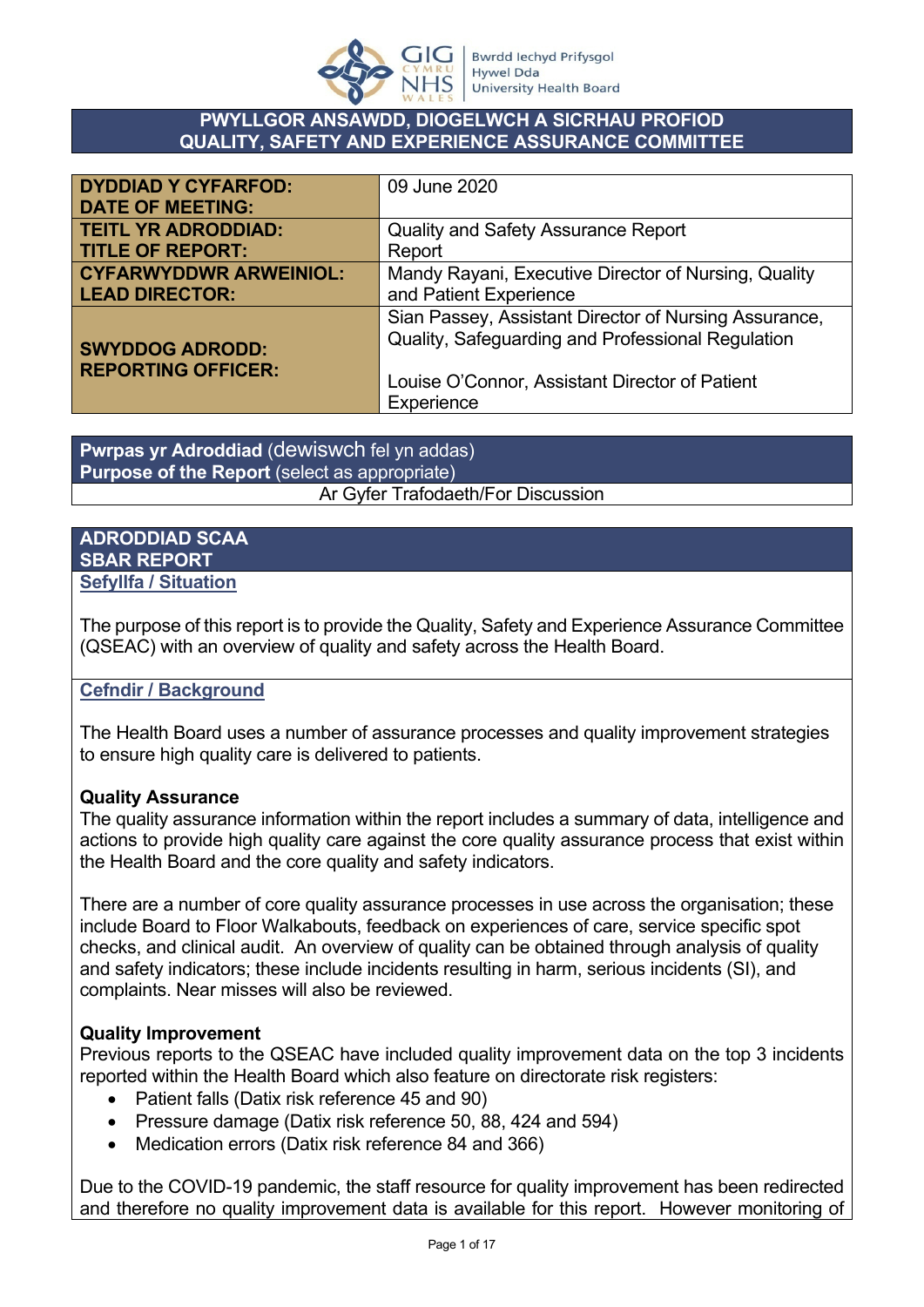**PWYLLGOR ANSAWDD, DIOGELWCH A SICRHAU PROFIOD**
**QUALITY, SAFETY AND EXPERIENCE ASSURANCE COMMITTEE**

| | |
|---|---|
| **DYDDIAD Y CYFARFOD: DATE OF MEETING:** | 09 June 2020 |
| **TEITL YR ADRODDIAD: TITLE OF REPORT:** | Quality and Safety Assurance Report Report |
| **CYFARWYDDWR ARWEINIOL: LEAD DIRECTOR:** | Mandy Rayani, Executive Director of Nursing, Quality and Patient Experience |
| **SWYDDOG ADRODD: REPORTING OFFICER:** | Sian Passey, Assistant Director of Nursing Assurance, Quality, Safeguarding and Professional Regulation<br><br>Louise O'Connor, Assistant Director of Patient Experience |

**Pwrpas yr Adroddiad** (dewiswch fel yn addas)
**Purpose of the Report** (select as appropriate)
Ar Gyfer Trafodaeth/For Discussion

## ADRODDIAD SCAA
## SBAR REPORT

### Sefyllfa / Situation

The purpose of this report is to provide the Quality, Safety and Experience Assurance Committee (QSEAC) with an overview of quality and safety across the Health Board.

### Cefndir / Background

The Health Board uses a number of assurance processes and quality improvement strategies to ensure high quality care is delivered to patients.

**Quality Assurance**
The quality assurance information within the report includes a summary of data, intelligence and actions to provide high quality care against the core quality assurance process that exist within the Health Board and the core quality and safety indicators.

There are a number of core quality assurance processes in use across the organisation; these include Board to Floor Walkabouts, feedback on experiences of care, service specific spot checks, and clinical audit. An overview of quality can be obtained through analysis of quality and safety indicators; these include incidents resulting in harm, serious incidents (SI), and complaints. Near misses will also be reviewed.

**Quality Improvement**
Previous reports to the QSEAC have included quality improvement data on the top 3 incidents reported within the Health Board which also feature on directorate risk registers:

- Patient falls (Datix risk reference 45 and 90)
- Pressure damage (Datix risk reference 50, 88, 424 and 594)
- Medication errors (Datix risk reference 84 and 366)

Due to the COVID-19 pandemic, the staff resource for quality improvement has been redirected and therefore no quality improvement data is available for this report. However monitoring of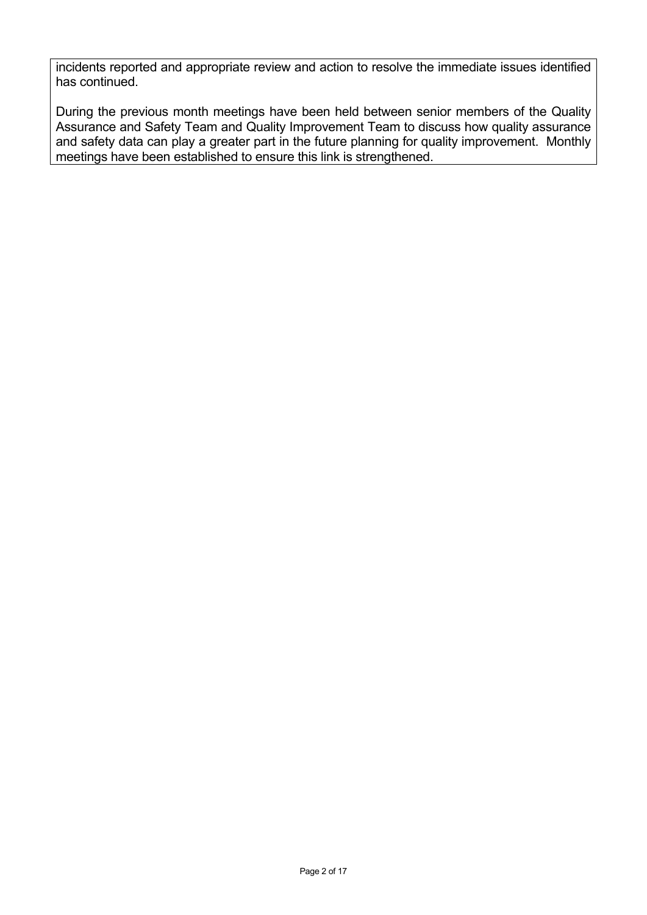incidents reported and appropriate review and action to resolve the immediate issues identified has continued.

During the previous month meetings have been held between senior members of the Quality Assurance and Safety Team and Quality Improvement Team to discuss how quality assurance and safety data can play a greater part in the future planning for quality improvement. Monthly meetings have been established to ensure this link is strengthened.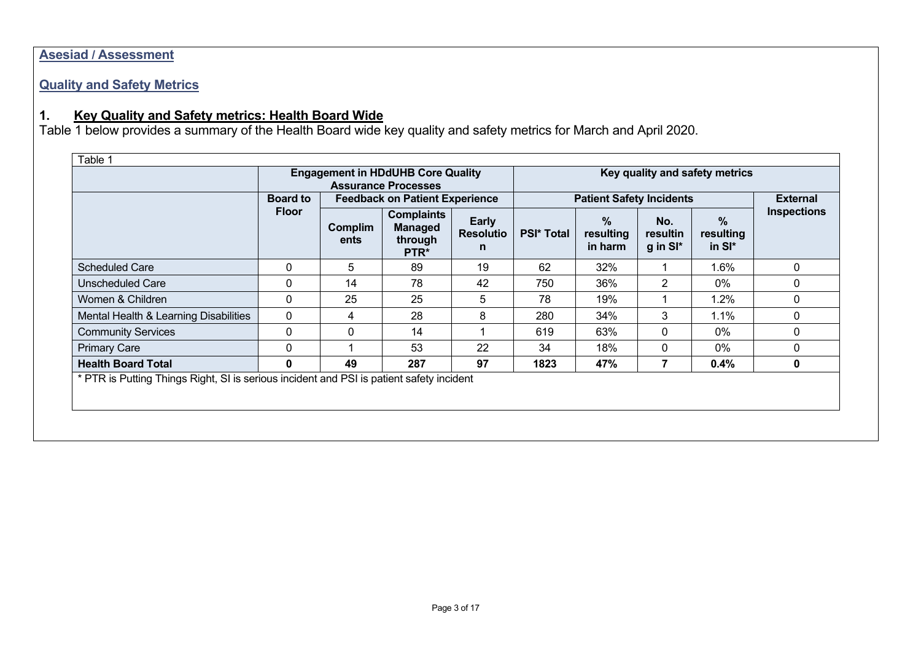## Asesiad / Assessment

## Quality and Safety Metrics

### 1. Key Quality and Safety metrics: Health Board Wide

Table 1 below provides a summary of the Health Board wide key quality and safety metrics for March and April 2020.

Table 1

| | Engagement in HDdUHB Core Quality Assurance Processes | | | | Key quality and safety metrics | | | | |
|---|---|---|---|---|---|---|---|---|---|
| | Board to Floor | Feedback on Patient Experience | | | Patient Safety Incidents | | | | External Inspections |
| | | Compliments | Complaints Managed through PTR* | Early Resolution | PSI* Total | % resulting in harm | No. resulting in SI* | % resulting in SI* | |
| Scheduled Care | 0 | 5 | 89 | 19 | 62 | 32% | 1 | 1.6% | 0 |
| Unscheduled Care | 0 | 14 | 78 | 42 | 750 | 36% | 2 | 0% | 0 |
| Women & Children | 0 | 25 | 25 | 5 | 78 | 19% | 1 | 1.2% | 0 |
| Mental Health & Learning Disabilities | 0 | 4 | 28 | 8 | 280 | 34% | 3 | 1.1% | 0 |
| Community Services | 0 | 0 | 14 | 1 | 619 | 63% | 0 | 0% | 0 |
| Primary Care | 0 | 1 | 53 | 22 | 34 | 18% | 0 | 0% | 0 |
| **Health Board Total** | **0** | **49** | **287** | **97** | **1823** | **47%** | **7** | **0.4%** | **0** |

* PTR is Putting Things Right, SI is serious incident and PSI is patient safety incident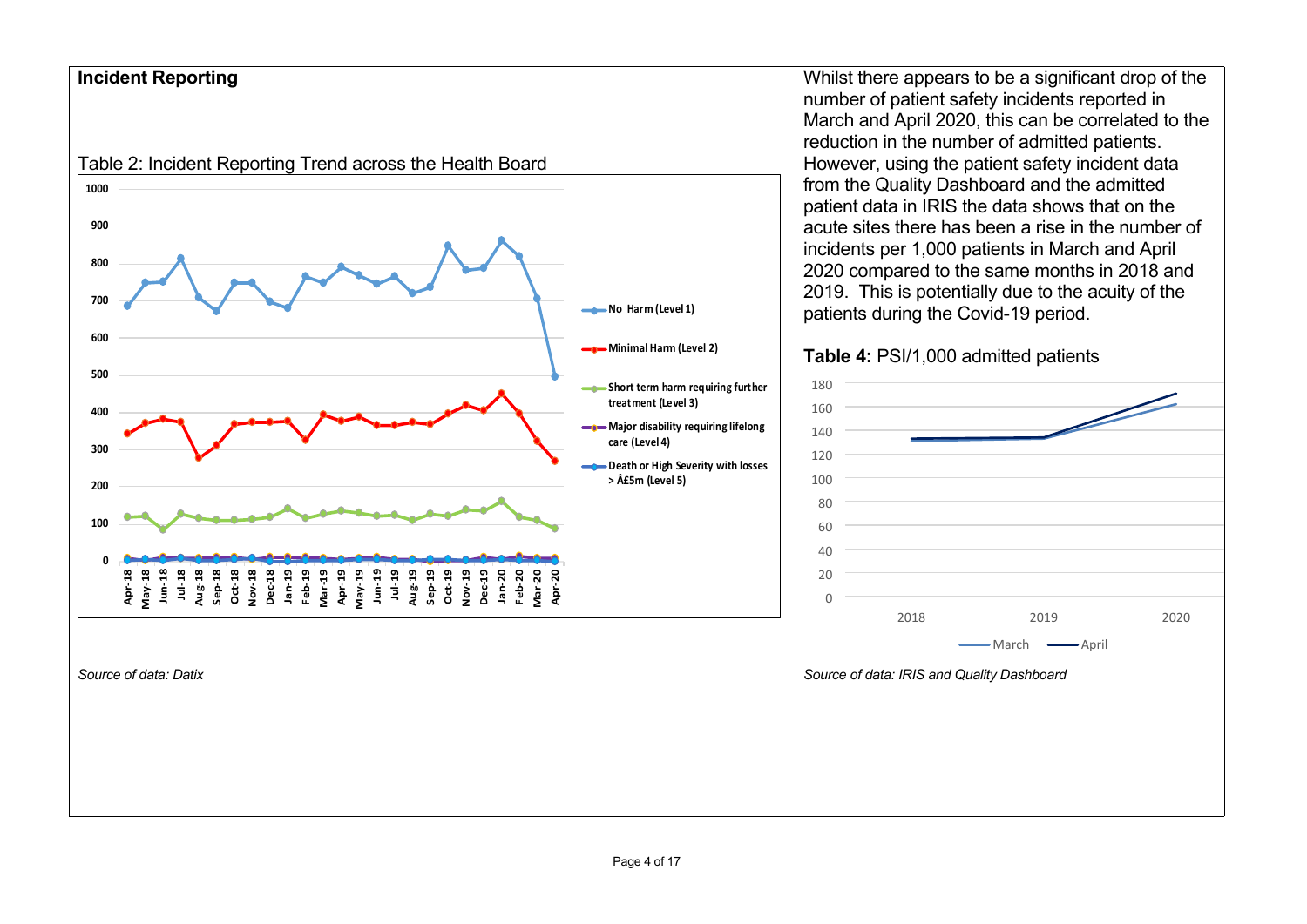**Incident Reporting**

Table 2: Incident Reporting Trend across the Health Board

*Source of data: Datix*

Whilst there appears to be a significant drop of the number of patient safety incidents reported in March and April 2020, this can be correlated to the reduction in the number of admitted patients. However, using the patient safety incident data from the Quality Dashboard and the admitted patient data in IRIS the data shows that on the acute sites there has been a rise in the number of incidents per 1,000 patients in March and April 2020 compared to the same months in 2018 and 2019. This is potentially due to the acuity of the patients during the Covid-19 period.

**Table 4:** PSI/1,000 admitted patients

*Source of data: IRIS and Quality Dashboard*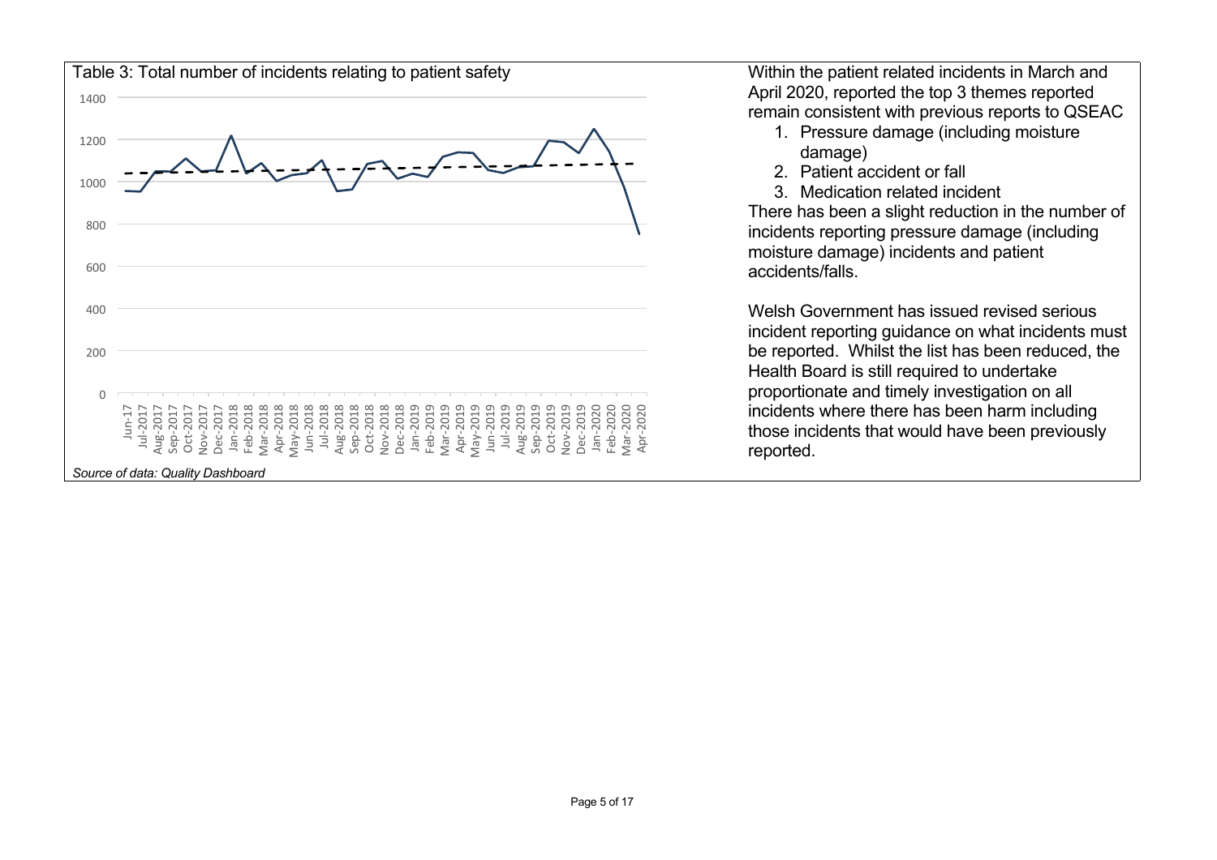Table 3: Total number of incidents relating to patient safety

*Source of data: Quality Dashboard*

Within the patient related incidents in March and April 2020, reported the top 3 themes reported remain consistent with previous reports to QSEAC

1. Pressure damage (including moisture damage)
2. Patient accident or fall
3. Medication related incident

There has been a slight reduction in the number of incidents reporting pressure damage (including moisture damage) incidents and patient accidents/falls.

Welsh Government has issued revised serious incident reporting guidance on what incidents must be reported. Whilst the list has been reduced, the Health Board is still required to undertake proportionate and timely investigation on all incidents where there has been harm including those incidents that would have been previously reported.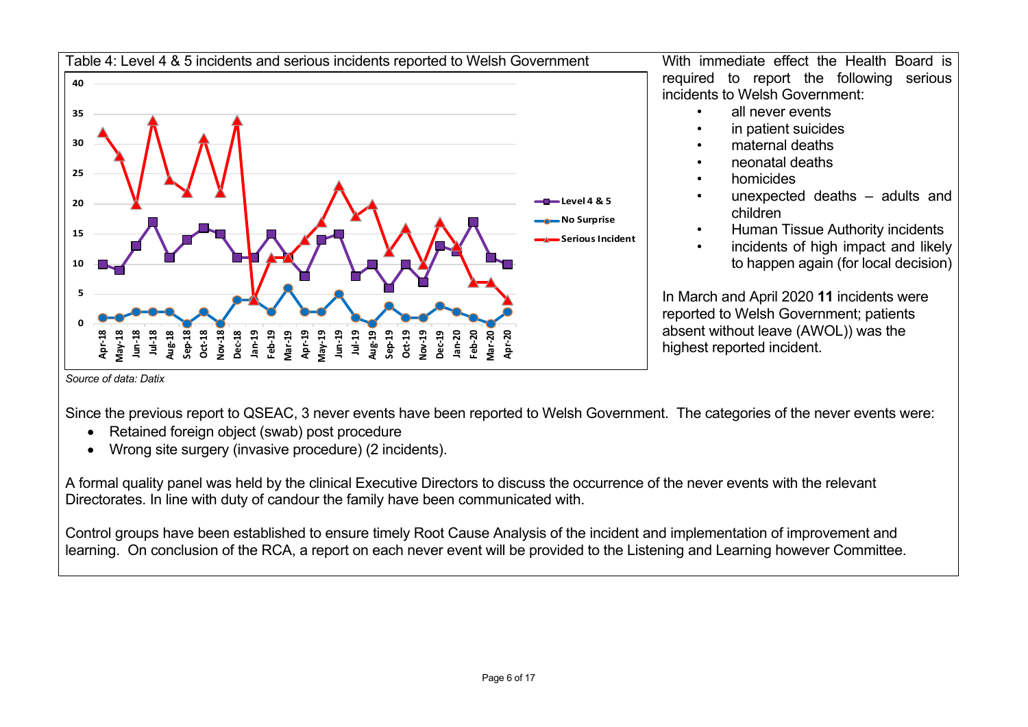Table 4: Level 4 & 5 incidents and serious incidents reported to Welsh Government

Source of data: Datix

With immediate effect the Health Board is required to report the following serious incidents to Welsh Government:

- all never events
- in patient suicides
- maternal deaths
- neonatal deaths
- homicides
- unexpected deaths – adults and children
- Human Tissue Authority incidents
- incidents of high impact and likely to happen again (for local decision)

In March and April 2020 **11** incidents were reported to Welsh Government; patients absent without leave (AWOL)) was the highest reported incident.

Since the previous report to QSEAC, 3 never events have been reported to Welsh Government. The categories of the never events were:

- Retained foreign object (swab) post procedure
- Wrong site surgery (invasive procedure) (2 incidents).

A formal quality panel was held by the clinical Executive Directors to discuss the occurrence of the never events with the relevant Directorates. In line with duty of candour the family have been communicated with.

Control groups have been established to ensure timely Root Cause Analysis of the incident and implementation of improvement and learning. On conclusion of the RCA, a report on each never event will be provided to the Listening and Learning however Committee.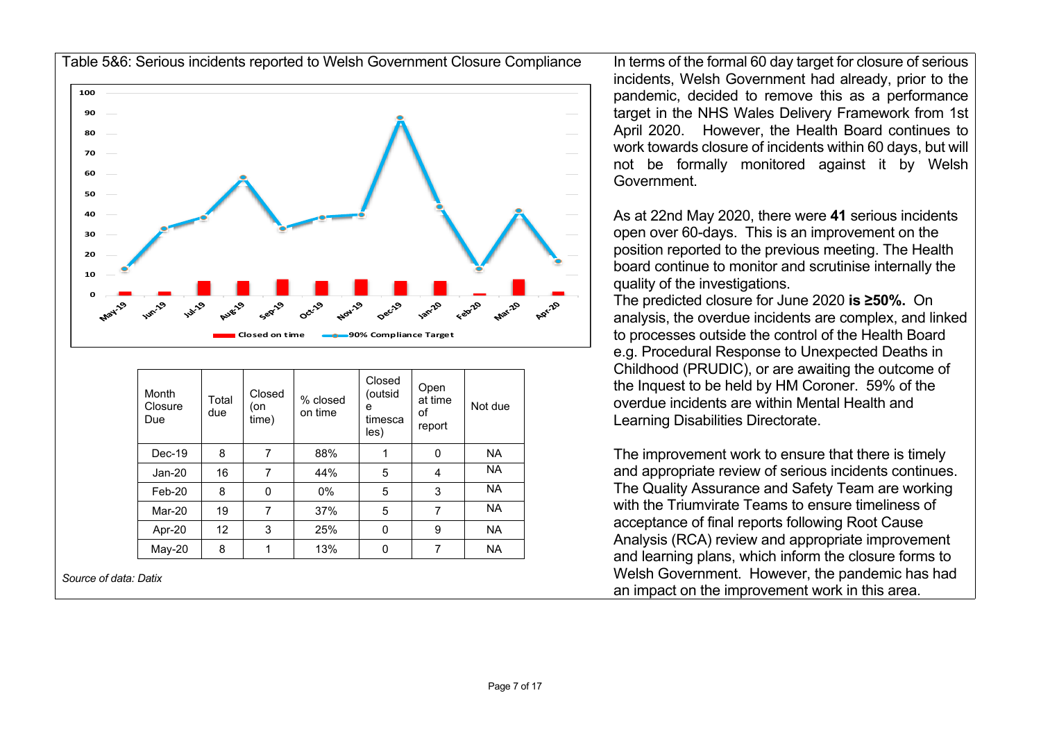Table 5&6: Serious incidents reported to Welsh Government Closure Compliance

| Month Closure Due | Total due | Closed (on time) | % closed on time | Closed (outside timescales) | Open at time of report | Not due |
|---|---|---|---|---|---|---|
| Dec-19 | 8 | 7 | 88% | 1 | 0 | NA |
| Jan-20 | 16 | 7 | 44% | 5 | 4 | NA |
| Feb-20 | 8 | 0 | 0% | 5 | 3 | NA |
| Mar-20 | 19 | 7 | 37% | 5 | 7 | NA |
| Apr-20 | 12 | 3 | 25% | 0 | 9 | NA |
| May-20 | 8 | 1 | 13% | 0 | 7 | NA |

*Source of data: Datix*

In terms of the formal 60 day target for closure of serious incidents, Welsh Government had already, prior to the pandemic, decided to remove this as a performance target in the NHS Wales Delivery Framework from 1st April 2020. However, the Health Board continues to work towards closure of incidents within 60 days, but will not be formally monitored against it by Welsh Government.

As at 22nd May 2020, there were **41** serious incidents open over 60-days. This is an improvement on the position reported to the previous meeting. The Health board continue to monitor and scrutinise internally the quality of the investigations.

The predicted closure for June 2020 **is ≥50%.** On analysis, the overdue incidents are complex, and linked to processes outside the control of the Health Board e.g. Procedural Response to Unexpected Deaths in Childhood (PRUDIC), or are awaiting the outcome of the Inquest to be held by HM Coroner. 59% of the overdue incidents are within Mental Health and Learning Disabilities Directorate.

The improvement work to ensure that there is timely and appropriate review of serious incidents continues. The Quality Assurance and Safety Team are working with the Triumvirate Teams to ensure timeliness of acceptance of final reports following Root Cause Analysis (RCA) review and appropriate improvement and learning plans, which inform the closure forms to Welsh Government. However, the pandemic has had an impact on the improvement work in this area.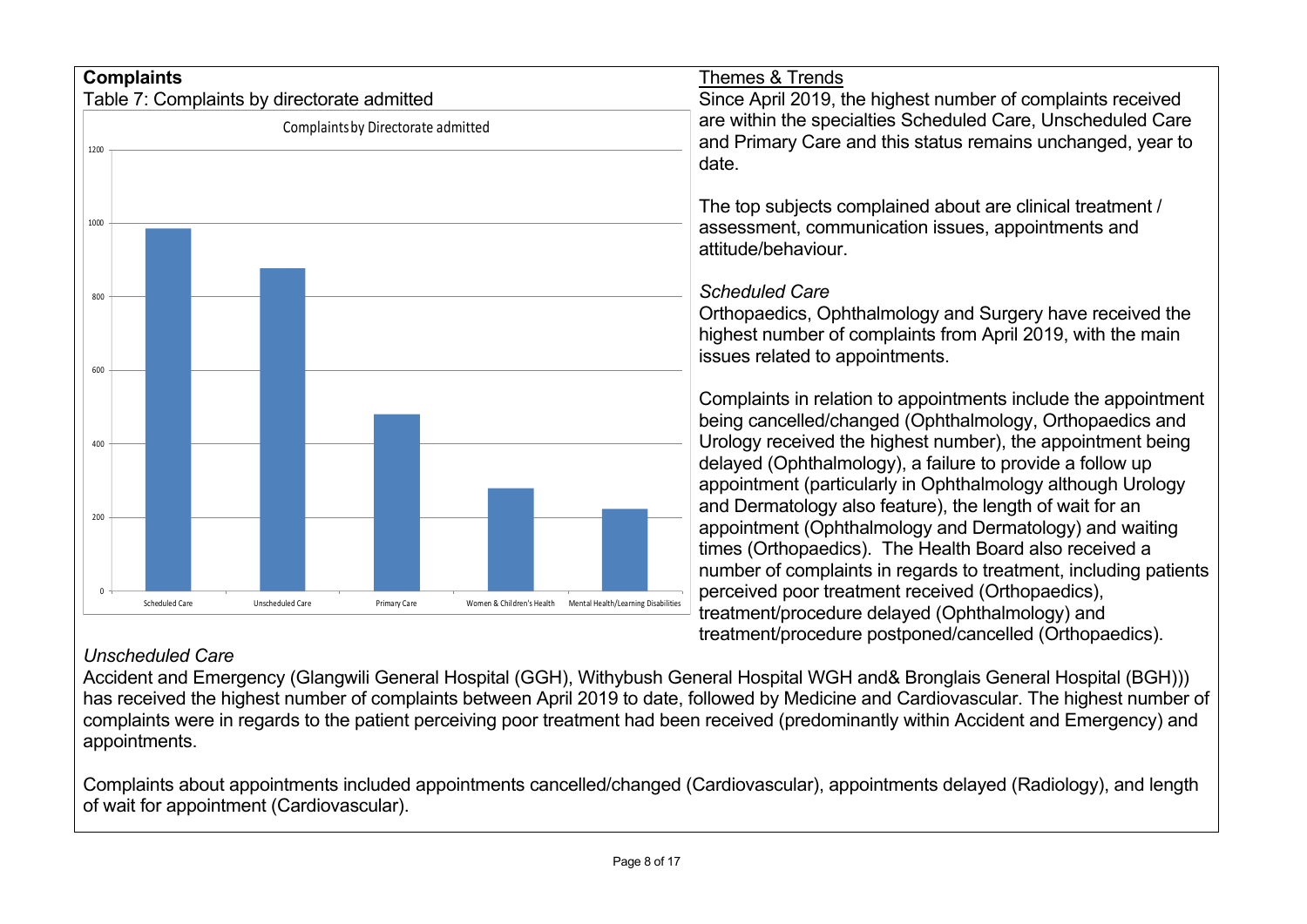## Complaints

Table 7: Complaints by directorate admitted

Complaints by Directorate admitted

| Directorate | Complaints (approx.) |
| --- | --- |
| Scheduled Care | 985 |
| Unscheduled Care | 878 |
| Primary Care | 480 |
| Women & Children's Health | 280 |
| Mental Health/Learning Disabilities | 223 |

Note: values are approximate readings from the bar chart (y-axis 0 to 1200); the chart does not label individual bars.

### Themes & Trends

Since April 2019, the highest number of complaints received are within the specialties Scheduled Care, Unscheduled Care and Primary Care and this status remains unchanged, year to date.

The top subjects complained about are clinical treatment / assessment, communication issues, appointments and attitude/behaviour.

*Scheduled Care*

Orthopaedics, Ophthalmology and Surgery have received the highest number of complaints from April 2019, with the main issues related to appointments.

Complaints in relation to appointments include the appointment being cancelled/changed (Ophthalmology, Orthopaedics and Urology received the highest number), the appointment being delayed (Ophthalmology), a failure to provide a follow up appointment (particularly in Ophthalmology although Urology and Dermatology also feature), the length of wait for an appointment (Ophthalmology and Dermatology) and waiting times (Orthopaedics). The Health Board also received a number of complaints in regards to treatment, including patients perceived poor treatment received (Orthopaedics), treatment/procedure delayed (Ophthalmology) and treatment/procedure postponed/cancelled (Orthopaedics).

*Unscheduled Care*

Accident and Emergency (Glangwili General Hospital (GGH), Withybush General Hospital WGH and& Bronglais General Hospital (BGH))) has received the highest number of complaints between April 2019 to date, followed by Medicine and Cardiovascular. The highest number of complaints were in regards to the patient perceiving poor treatment had been received (predominantly within Accident and Emergency) and appointments.

Complaints about appointments included appointments cancelled/changed (Cardiovascular), appointments delayed (Radiology), and length of wait for appointment (Cardiovascular).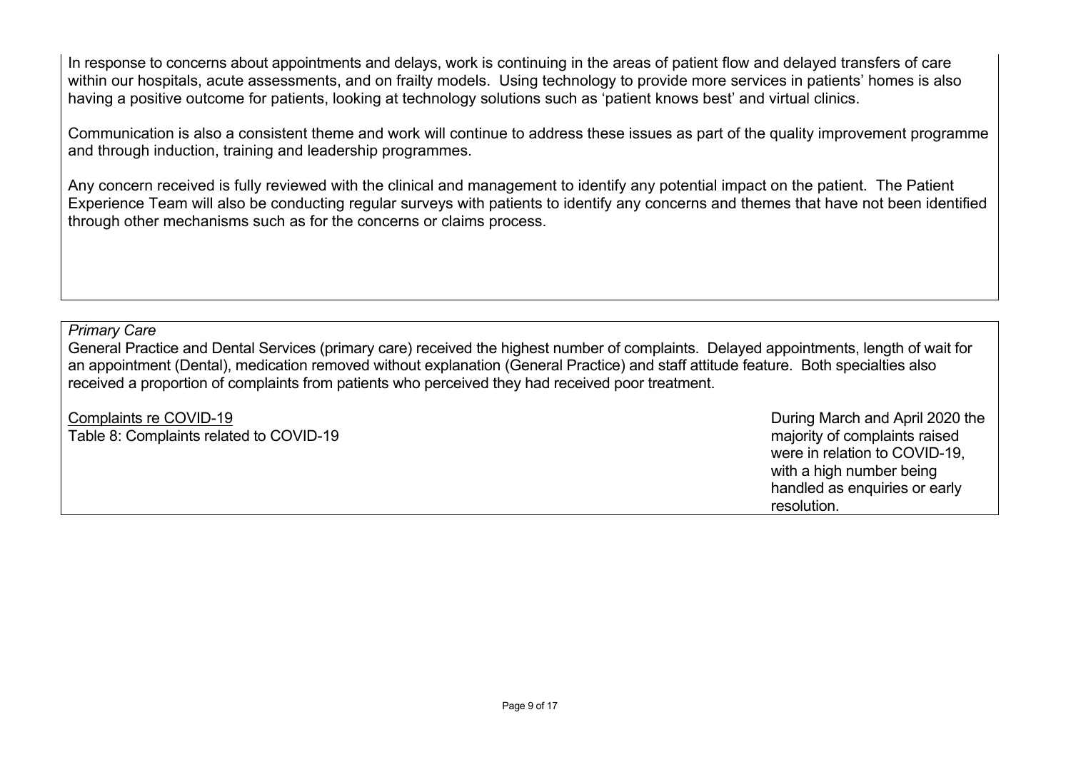In response to concerns about appointments and delays, work is continuing in the areas of patient flow and delayed transfers of care within our hospitals, acute assessments, and on frailty models. Using technology to provide more services in patients' homes is also having a positive outcome for patients, looking at technology solutions such as 'patient knows best' and virtual clinics.

Communication is also a consistent theme and work will continue to address these issues as part of the quality improvement programme and through induction, training and leadership programmes.

Any concern received is fully reviewed with the clinical and management to identify any potential impact on the patient. The Patient Experience Team will also be conducting regular surveys with patients to identify any concerns and themes that have not been identified through other mechanisms such as for the concerns or claims process.

*Primary Care*

General Practice and Dental Services (primary care) received the highest number of complaints. Delayed appointments, length of wait for an appointment (Dental), medication removed without explanation (General Practice) and staff attitude feature. Both specialties also received a proportion of complaints from patients who perceived they had received poor treatment.

<u>Complaints re COVID-19</u>

Table 8: Complaints related to COVID-19

During March and April 2020 the majority of complaints raised were in relation to COVID-19, with a high number being handled as enquiries or early resolution.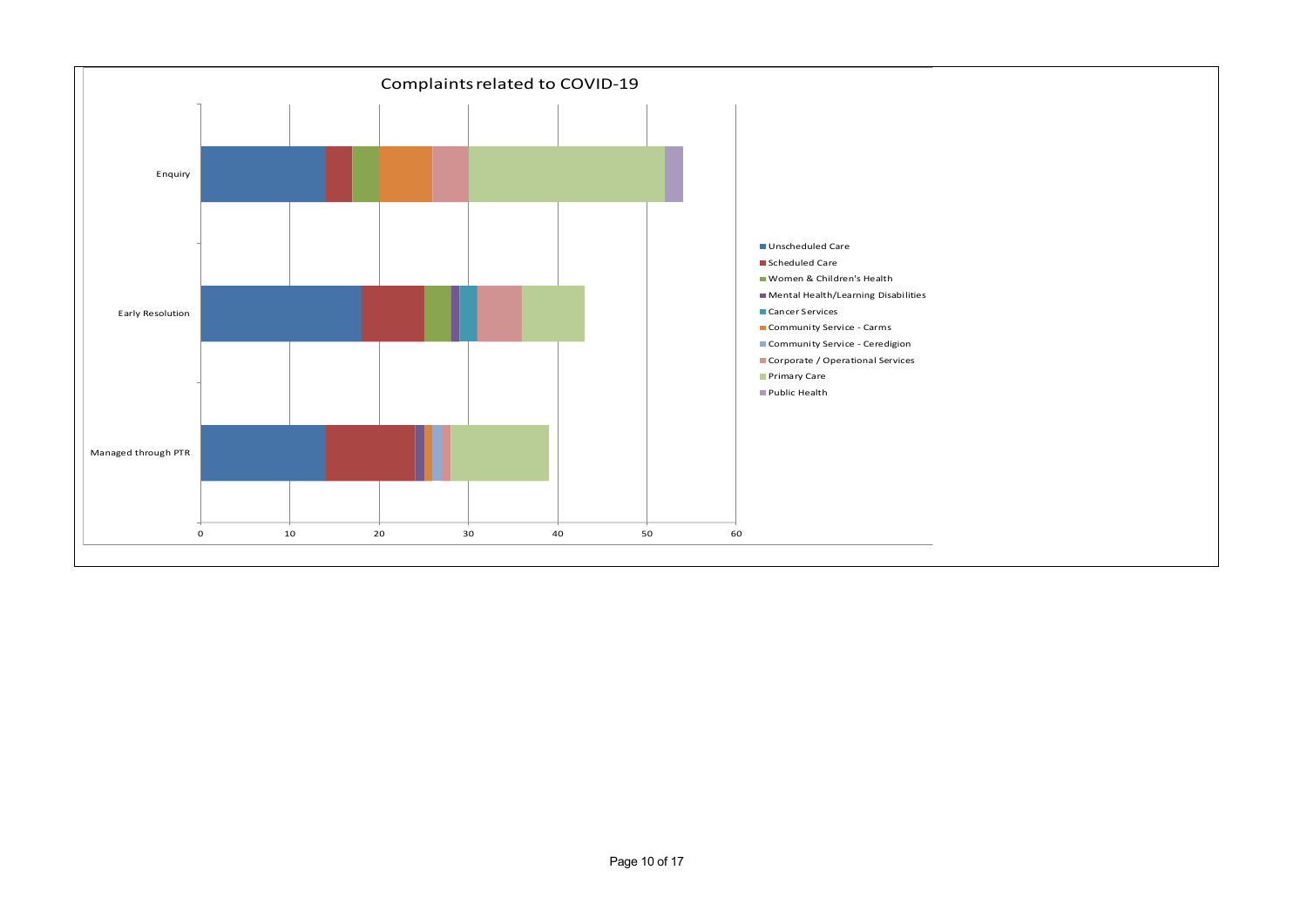Complaints related to COVID-19

| | Unscheduled Care | Scheduled Care | Women & Children's Health | Mental Health/Learning Disabilities | Cancer Services | Community Service - Carms | Community Service - Ceredigion | Corporate / Operational Services | Primary Care | Public Health |
|---|---|---|---|---|---|---|---|---|---|---|
| Enquiry | 14 | 3 | 3 | | | 6 | | 4 | 22 | 2 |
| Early Resolution | 18 | 7 | 3 | 1 | 2 | | | 5 | 7 | |
| Managed through PTR | 14 | 10 | | 1 | | 1 | 1 | 1 | 11 | |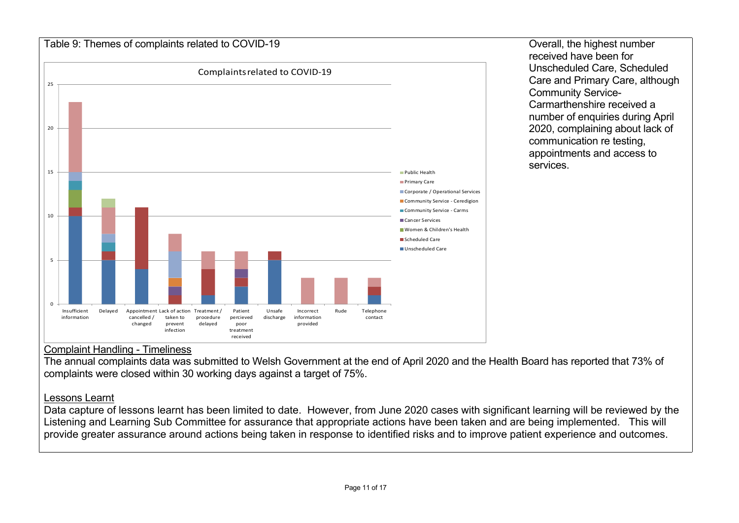Table 9: Themes of complaints related to COVID-19

Overall, the highest number received have been for Unscheduled Care, Scheduled Care and Primary Care, although Community Service-Carmarthenshire received a number of enquiries during April 2020, complaining about lack of communication re testing, appointments and access to services.

<u>Complaint Handling - Timeliness</u>

The annual complaints data was submitted to Welsh Government at the end of April 2020 and the Health Board has reported that 73% of complaints were closed within 30 working days against a target of 75%.

<u>Lessons Learnt</u>

Data capture of lessons learnt has been limited to date. However, from June 2020 cases with significant learning will be reviewed by the Listening and Learning Sub Committee for assurance that appropriate actions have been taken and are being implemented. This will provide greater assurance around actions being taken in response to identified risks and to improve patient experience and outcomes.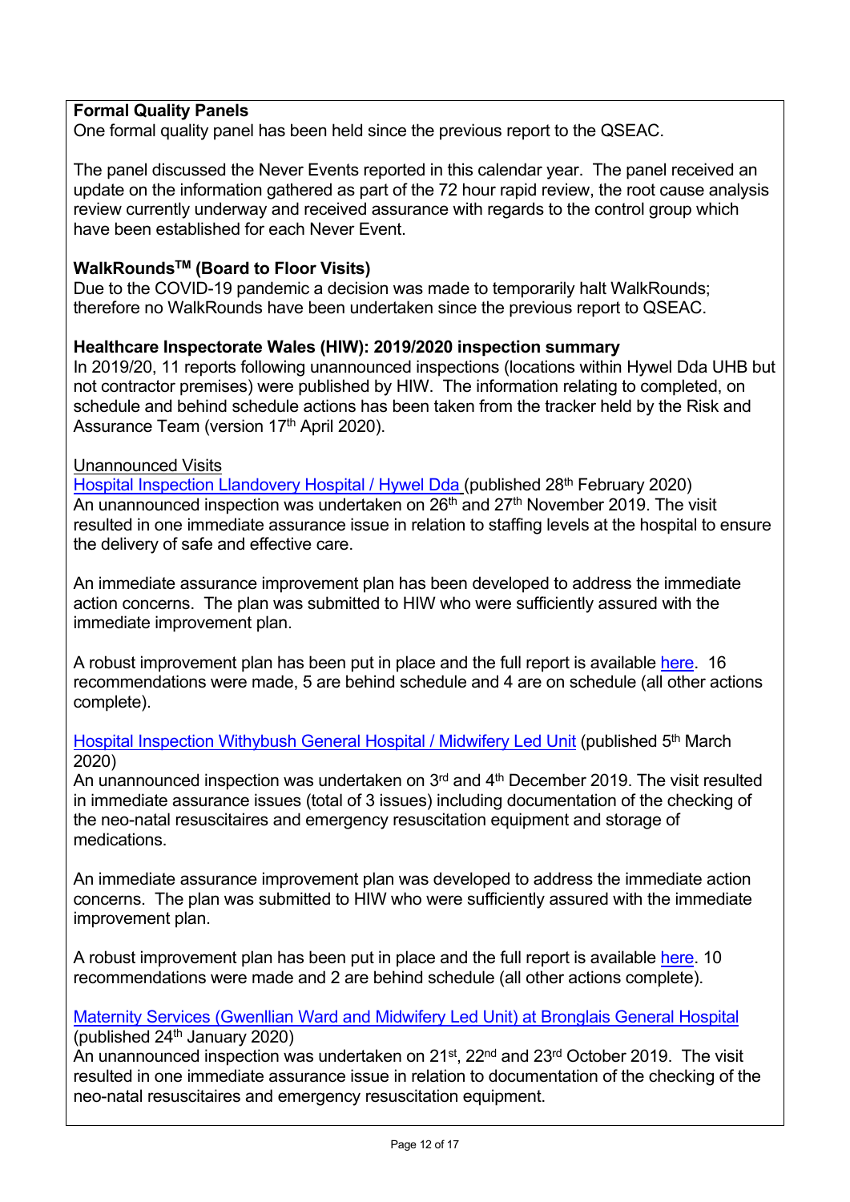**Formal Quality Panels**
One formal quality panel has been held since the previous report to the QSEAC.

The panel discussed the Never Events reported in this calendar year. The panel received an update on the information gathered as part of the 72 hour rapid review, the root cause analysis review currently underway and received assurance with regards to the control group which have been established for each Never Event.

**WalkRounds™ (Board to Floor Visits)**
Due to the COVID-19 pandemic a decision was made to temporarily halt WalkRounds; therefore no WalkRounds have been undertaken since the previous report to QSEAC.

**Healthcare Inspectorate Wales (HIW): 2019/2020 inspection summary**
In 2019/20, 11 reports following unannounced inspections (locations within Hywel Dda UHB but not contractor premises) were published by HIW. The information relating to completed, on schedule and behind schedule actions has been taken from the tracker held by the Risk and Assurance Team (version 17th April 2020).

Unannounced Visits

Hospital Inspection Llandovery Hospital / Hywel Dda (published 28th February 2020)
An unannounced inspection was undertaken on 26th and 27th November 2019. The visit resulted in one immediate assurance issue in relation to staffing levels at the hospital to ensure the delivery of safe and effective care.

An immediate assurance improvement plan has been developed to address the immediate action concerns. The plan was submitted to HIW who were sufficiently assured with the immediate improvement plan.

A robust improvement plan has been put in place and the full report is available here. 16 recommendations were made, 5 are behind schedule and 4 are on schedule (all other actions complete).

Hospital Inspection Withybush General Hospital / Midwifery Led Unit (published 5th March 2020)
An unannounced inspection was undertaken on 3rd and 4th December 2019. The visit resulted in immediate assurance issues (total of 3 issues) including documentation of the checking of the neo-natal resuscitaires and emergency resuscitation equipment and storage of medications.

An immediate assurance improvement plan was developed to address the immediate action concerns. The plan was submitted to HIW who were sufficiently assured with the immediate improvement plan.

A robust improvement plan has been put in place and the full report is available here. 10 recommendations were made and 2 are behind schedule (all other actions complete).

Maternity Services (Gwenllian Ward and Midwifery Led Unit) at Bronglais General Hospital (published 24th January 2020)
An unannounced inspection was undertaken on 21st, 22nd and 23rd October 2019. The visit resulted in one immediate assurance issue in relation to documentation of the checking of the neo-natal resuscitaires and emergency resuscitation equipment.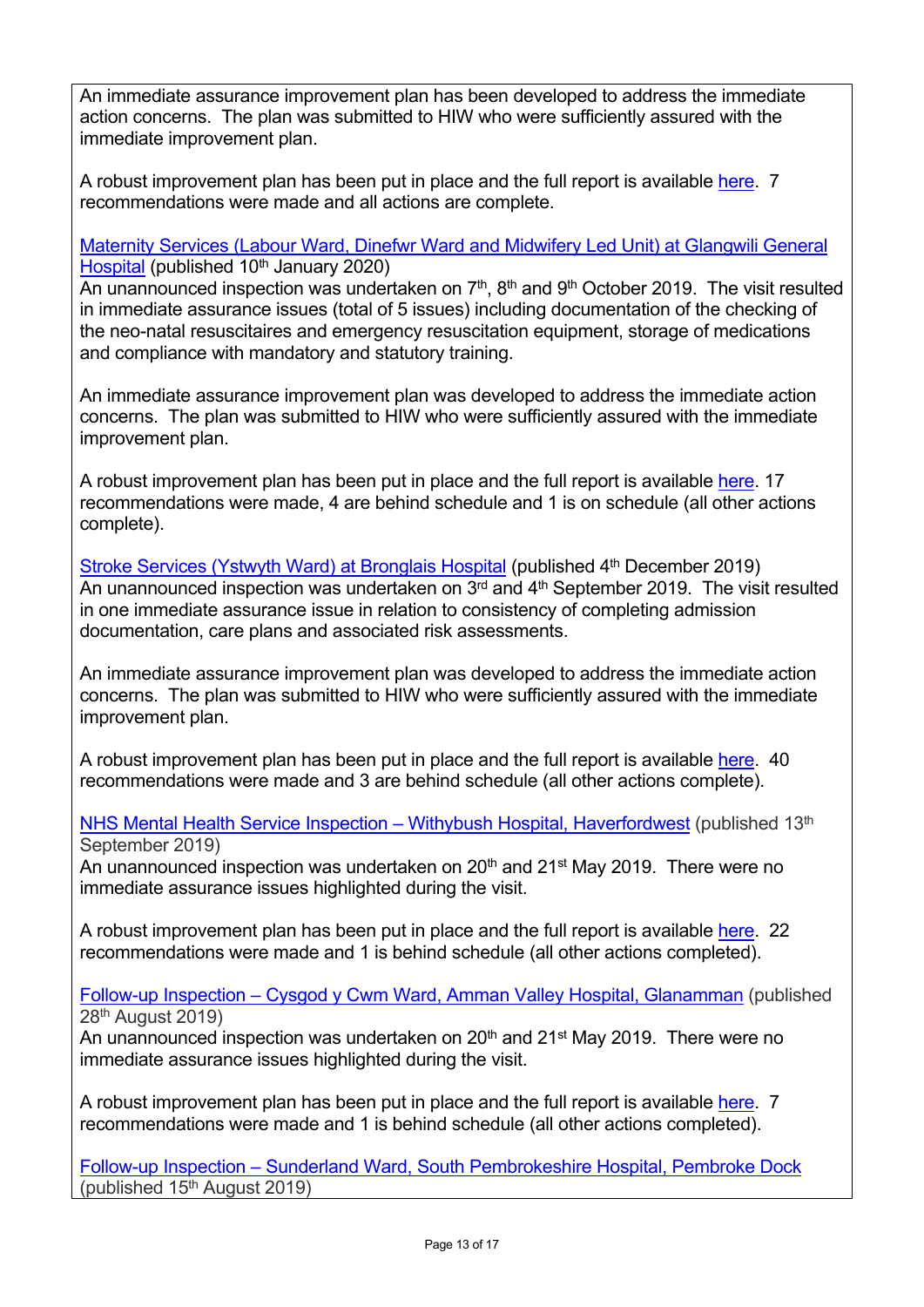An immediate assurance improvement plan has been developed to address the immediate action concerns. The plan was submitted to HIW who were sufficiently assured with the immediate improvement plan.

A robust improvement plan has been put in place and the full report is available here. 7 recommendations were made and all actions are complete.

Maternity Services (Labour Ward, Dinefwr Ward and Midwifery Led Unit) at Glangwili General Hospital (published 10th January 2020)
An unannounced inspection was undertaken on 7th, 8th and 9th October 2019. The visit resulted in immediate assurance issues (total of 5 issues) including documentation of the checking of the neo-natal resuscitaires and emergency resuscitation equipment, storage of medications and compliance with mandatory and statutory training.

An immediate assurance improvement plan was developed to address the immediate action concerns. The plan was submitted to HIW who were sufficiently assured with the immediate improvement plan.

A robust improvement plan has been put in place and the full report is available here. 17 recommendations were made, 4 are behind schedule and 1 is on schedule (all other actions complete).

Stroke Services (Ystwyth Ward) at Bronglais Hospital (published 4th December 2019)
An unannounced inspection was undertaken on 3rd and 4th September 2019. The visit resulted in one immediate assurance issue in relation to consistency of completing admission documentation, care plans and associated risk assessments.

An immediate assurance improvement plan was developed to address the immediate action concerns. The plan was submitted to HIW who were sufficiently assured with the immediate improvement plan.

A robust improvement plan has been put in place and the full report is available here. 40 recommendations were made and 3 are behind schedule (all other actions complete).

NHS Mental Health Service Inspection – Withybush Hospital, Haverfordwest (published 13th September 2019)
An unannounced inspection was undertaken on 20th and 21st May 2019. There were no immediate assurance issues highlighted during the visit.

A robust improvement plan has been put in place and the full report is available here. 22 recommendations were made and 1 is behind schedule (all other actions completed).

Follow-up Inspection – Cysgod y Cwm Ward, Amman Valley Hospital, Glanamman (published 28th August 2019)
An unannounced inspection was undertaken on 20th and 21st May 2019. There were no immediate assurance issues highlighted during the visit.

A robust improvement plan has been put in place and the full report is available here. 7 recommendations were made and 1 is behind schedule (all other actions completed).

Follow-up Inspection – Sunderland Ward, South Pembrokeshire Hospital, Pembroke Dock (published 15th August 2019)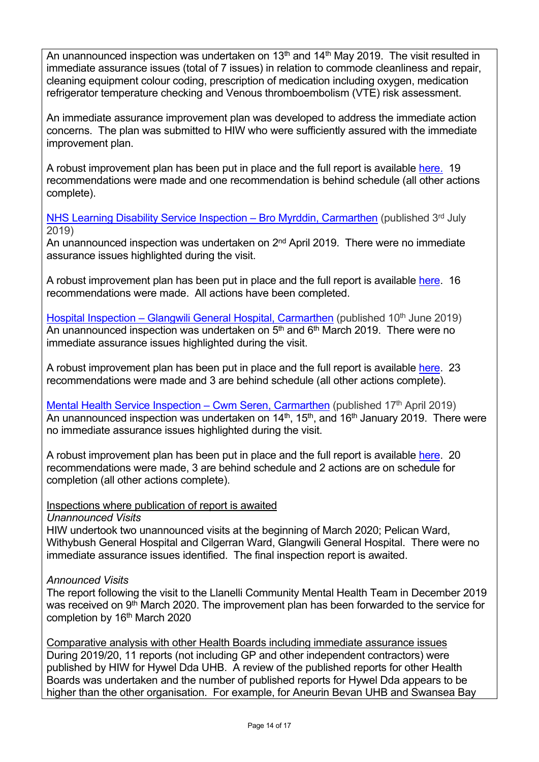An unannounced inspection was undertaken on 13th and 14th May 2019. The visit resulted in immediate assurance issues (total of 7 issues) in relation to commode cleanliness and repair, cleaning equipment colour coding, prescription of medication including oxygen, medication refrigerator temperature checking and Venous thromboembolism (VTE) risk assessment.

An immediate assurance improvement plan was developed to address the immediate action concerns. The plan was submitted to HIW who were sufficiently assured with the immediate improvement plan.

A robust improvement plan has been put in place and the full report is available here. 19 recommendations were made and one recommendation is behind schedule (all other actions complete).

NHS Learning Disability Service Inspection – Bro Myrddin, Carmarthen (published 3rd July 2019)
An unannounced inspection was undertaken on 2nd April 2019. There were no immediate assurance issues highlighted during the visit.

A robust improvement plan has been put in place and the full report is available here. 16 recommendations were made. All actions have been completed.

Hospital Inspection – Glangwili General Hospital, Carmarthen (published 10th June 2019)
An unannounced inspection was undertaken on 5th and 6th March 2019. There were no immediate assurance issues highlighted during the visit.

A robust improvement plan has been put in place and the full report is available here. 23 recommendations were made and 3 are behind schedule (all other actions complete).

Mental Health Service Inspection – Cwm Seren, Carmarthen (published 17th April 2019)
An unannounced inspection was undertaken on 14th, 15th, and 16th January 2019. There were no immediate assurance issues highlighted during the visit.

A robust improvement plan has been put in place and the full report is available here. 20 recommendations were made, 3 are behind schedule and 2 actions are on schedule for completion (all other actions complete).

Inspections where publication of report is awaited

*Unannounced Visits*
HIW undertook two unannounced visits at the beginning of March 2020; Pelican Ward, Withybush General Hospital and Cilgerran Ward, Glangwili General Hospital. There were no immediate assurance issues identified. The final inspection report is awaited.

*Announced Visits*
The report following the visit to the Llanelli Community Mental Health Team in December 2019 was received on 9th March 2020. The improvement plan has been forwarded to the service for completion by 16th March 2020

Comparative analysis with other Health Boards including immediate assurance issues
During 2019/20, 11 reports (not including GP and other independent contractors) were published by HIW for Hywel Dda UHB. A review of the published reports for other Health Boards was undertaken and the number of published reports for Hywel Dda appears to be higher than the other organisation. For example, for Aneurin Bevan UHB and Swansea Bay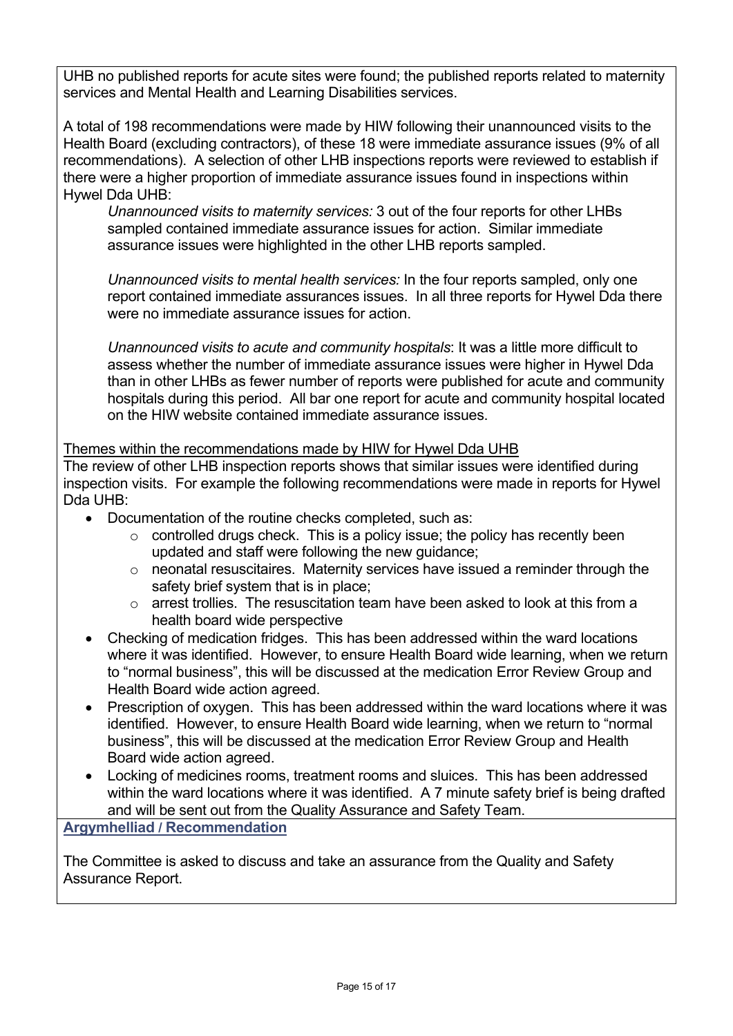UHB no published reports for acute sites were found; the published reports related to maternity services and Mental Health and Learning Disabilities services.

A total of 198 recommendations were made by HIW following their unannounced visits to the Health Board (excluding contractors), of these 18 were immediate assurance issues (9% of all recommendations). A selection of other LHB inspections reports were reviewed to establish if there were a higher proportion of immediate assurance issues found in inspections within Hywel Dda UHB:

*Unannounced visits to maternity services:* 3 out of the four reports for other LHBs sampled contained immediate assurance issues for action. Similar immediate assurance issues were highlighted in the other LHB reports sampled.

*Unannounced visits to mental health services:* In the four reports sampled, only one report contained immediate assurances issues. In all three reports for Hywel Dda there were no immediate assurance issues for action.

*Unannounced visits to acute and community hospitals*: It was a little more difficult to assess whether the number of immediate assurance issues were higher in Hywel Dda than in other LHBs as fewer number of reports were published for acute and community hospitals during this period. All bar one report for acute and community hospital located on the HIW website contained immediate assurance issues.

<u>Themes within the recommendations made by HIW for Hywel Dda UHB</u>

The review of other LHB inspection reports shows that similar issues were identified during inspection visits. For example the following recommendations were made in reports for Hywel Dda UHB:

- Documentation of the routine checks completed, such as:
  - controlled drugs check. This is a policy issue; the policy has recently been updated and staff were following the new guidance;
  - neonatal resuscitaires. Maternity services have issued a reminder through the safety brief system that is in place;
  - arrest trollies. The resuscitation team have been asked to look at this from a health board wide perspective
- Checking of medication fridges. This has been addressed within the ward locations where it was identified. However, to ensure Health Board wide learning, when we return to "normal business", this will be discussed at the medication Error Review Group and Health Board wide action agreed.
- Prescription of oxygen. This has been addressed within the ward locations where it was identified. However, to ensure Health Board wide learning, when we return to "normal business", this will be discussed at the medication Error Review Group and Health Board wide action agreed.
- Locking of medicines rooms, treatment rooms and sluices. This has been addressed within the ward locations where it was identified. A 7 minute safety brief is being drafted and will be sent out from the Quality Assurance and Safety Team.

**<u>Argymhelliad / Recommendation</u>**

The Committee is asked to discuss and take an assurance from the Quality and Safety Assurance Report.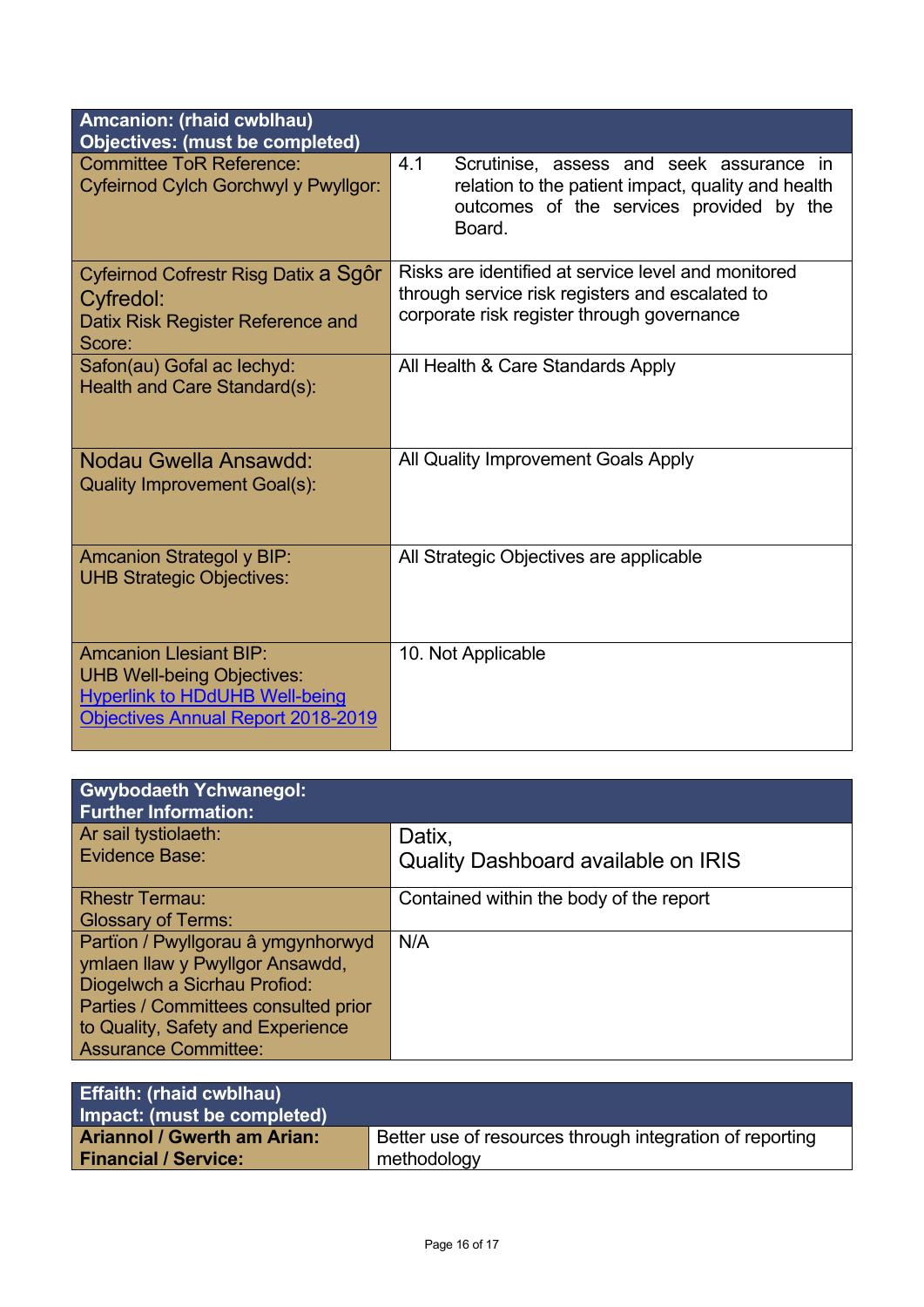| **Amcanion: (rhaid cwblhau)**<br>**Objectives: (must be completed)** | |
|---|---|
| Committee ToR Reference:<br>Cyfeirnod Cylch Gorchwyl y Pwyllgor: | 4.1 Scrutinise, assess and seek assurance in relation to the patient impact, quality and health outcomes of the services provided by the Board. |
| Cyfeirnod Cofrestr Risg Datix a Sgôr Cyfredol:<br>Datix Risk Register Reference and Score: | Risks are identified at service level and monitored through service risk registers and escalated to corporate risk register through governance |
| Safon(au) Gofal ac Iechyd:<br>Health and Care Standard(s): | All Health & Care Standards Apply |
| Nodau Gwella Ansawdd:<br>Quality Improvement Goal(s): | All Quality Improvement Goals Apply |
| Amcanion Strategol y BIP:<br>UHB Strategic Objectives: | All Strategic Objectives are applicable |
| Amcanion Llesiant BIP:<br>UHB Well-being Objectives:<br>Hyperlink to HDdUHB Well-being Objectives Annual Report 2018-2019 | 10. Not Applicable |

| **Gwybodaeth Ychwanegol:**<br>**Further Information:** | |
|---|---|
| Ar sail tystiolaeth:<br>Evidence Base: | Datix,<br>Quality Dashboard available on IRIS |
| Rhestr Termau:<br>Glossary of Terms: | Contained within the body of the report |
| Partïon / Pwyllgorau â ymgynhorwyd ymlaen llaw y Pwyllgor Ansawdd, Diogelwch a Sicrhau Profiod:<br>Parties / Committees consulted prior to Quality, Safety and Experience Assurance Committee: | N/A |

| **Effaith: (rhaid cwblhau)**<br>**Impact: (must be completed)** | |
|---|---|
| **Ariannol / Gwerth am Arian:**<br>**Financial / Service:** | Better use of resources through integration of reporting methodology |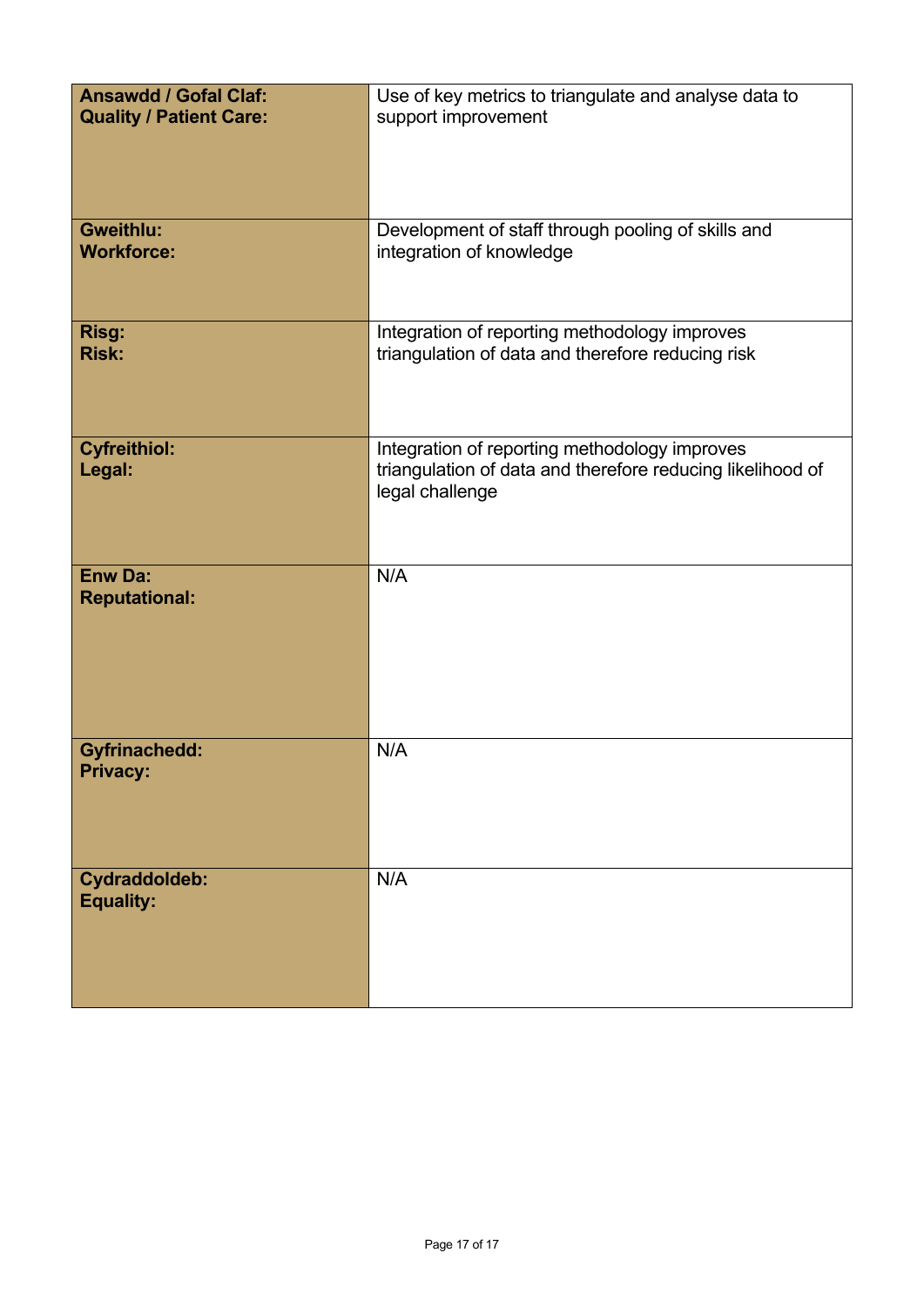| | |
|---|---|
| **Ansawdd / Gofal Claf:**<br>**Quality / Patient Care:** | Use of key metrics to triangulate and analyse data to support improvement |
| **Gweithlu:**<br>**Workforce:** | Development of staff through pooling of skills and integration of knowledge |
| **Risg:**<br>**Risk:** | Integration of reporting methodology improves triangulation of data and therefore reducing risk |
| **Cyfreithiol:**<br>**Legal:** | Integration of reporting methodology improves triangulation of data and therefore reducing likelihood of legal challenge |
| **Enw Da:**<br>**Reputational:** | N/A |
| **Gyfrinachedd:**<br>**Privacy:** | N/A |
| **Cydraddoldeb:**<br>**Equality:** | N/A |